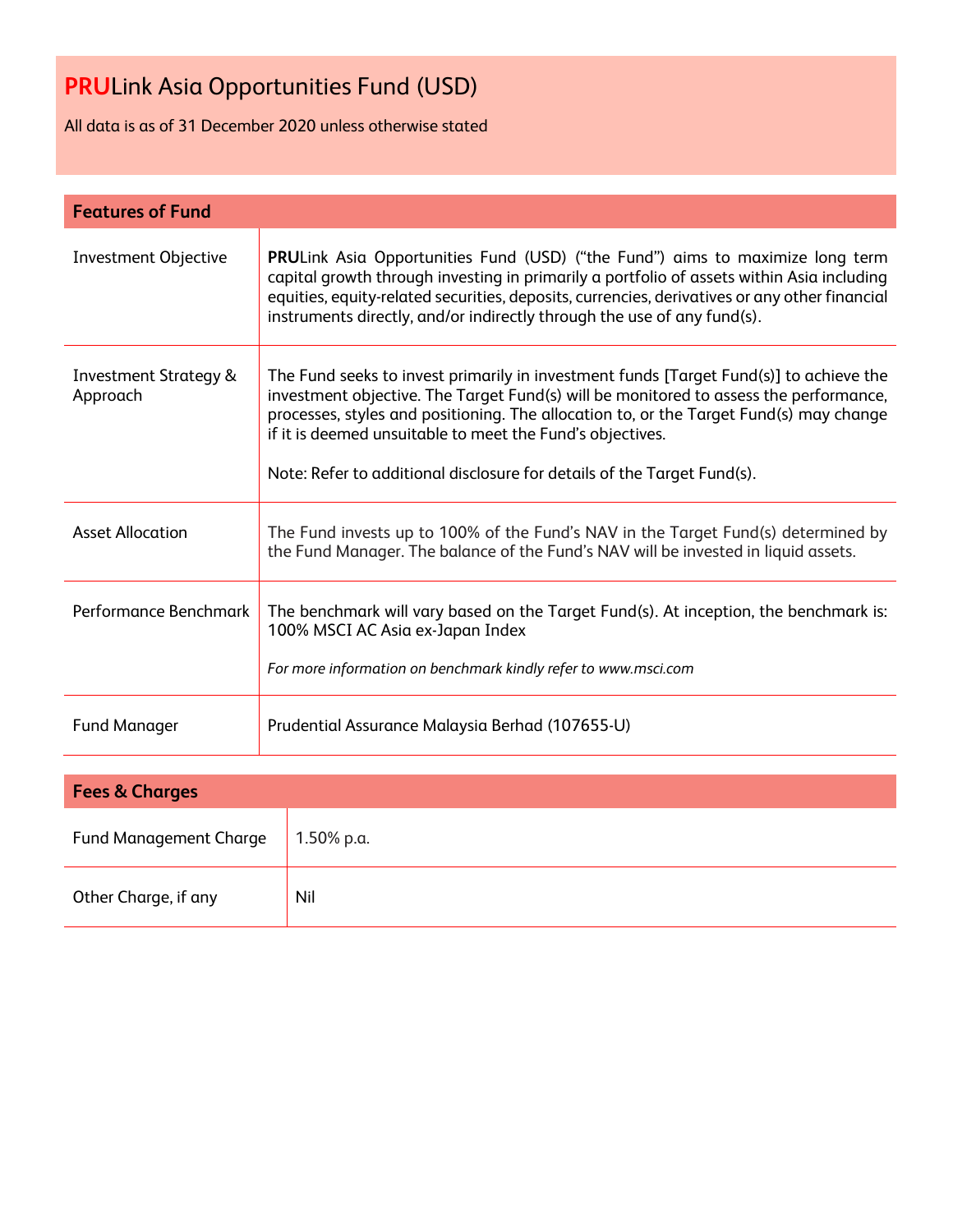# **PRU**Link Asia Opportunities Fund (USD)

All data is as of 31 December 2020 unless otherwise stated

## Features of Fund

| | |
|---|---|
| Investment Objective | **PRU**Link Asia Opportunities Fund (USD) ("the Fund") aims to maximize long term capital growth through investing in primarily a portfolio of assets within Asia including equities, equity-related securities, deposits, currencies, derivatives or any other financial instruments directly, and/or indirectly through the use of any fund(s). |
| Investment Strategy & Approach | The Fund seeks to invest primarily in investment funds [Target Fund(s)] to achieve the investment objective. The Target Fund(s) will be monitored to assess the performance, processes, styles and positioning. The allocation to, or the Target Fund(s) may change if it is deemed unsuitable to meet the Fund's objectives.<br><br>Note: Refer to additional disclosure for details of the Target Fund(s). |
| Asset Allocation | The Fund invests up to 100% of the Fund's NAV in the Target Fund(s) determined by the Fund Manager. The balance of the Fund's NAV will be invested in liquid assets. |
| Performance Benchmark | The benchmark will vary based on the Target Fund(s). At inception, the benchmark is: 100% MSCI AC Asia ex-Japan Index<br><br>*For more information on benchmark kindly refer to www.msci.com* |
| Fund Manager | Prudential Assurance Malaysia Berhad (107655-U) |

## Fees & Charges

| | |
|---|---|
| Fund Management Charge | 1.50% p.a. |
| Other Charge, if any | Nil |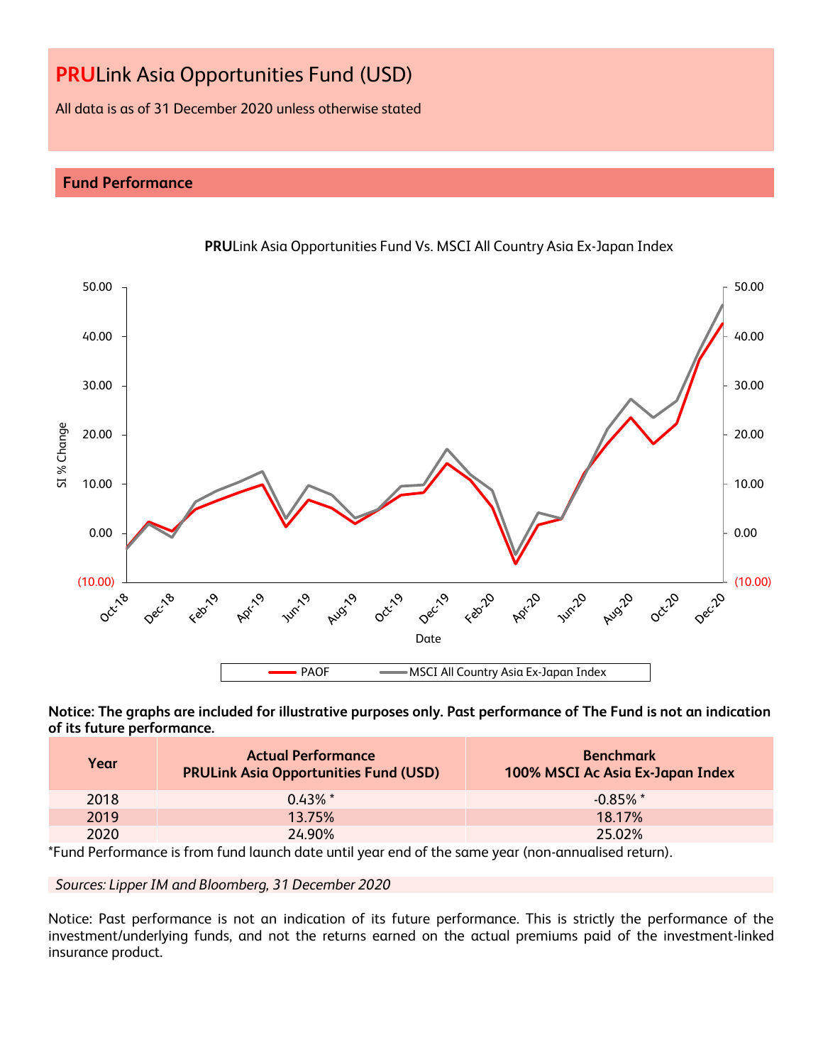# **PRU**Link Asia Opportunities Fund (USD)

All data is as of 31 December 2020 unless otherwise stated

## Fund Performance

**Notice: The graphs are included for illustrative purposes only. Past performance of The Fund is not an indication of its future performance.**

| Year | Actual Performance PRULink Asia Opportunities Fund (USD) | Benchmark 100% MSCI Ac Asia Ex-Japan Index |
|---|---|---|
| 2018 | 0.43% * | -0.85% * |
| 2019 | 13.75% | 18.17% |
| 2020 | 24.90% | 25.02% |

*Fund Performance is from fund launch date until year end of the same year (non-annualised return).

*Sources: Lipper IM and Bloomberg, 31 December 2020*

Notice: Past performance is not an indication of its future performance. This is strictly the performance of the investment/underlying funds, and not the returns earned on the actual premiums paid of the investment-linked insurance product.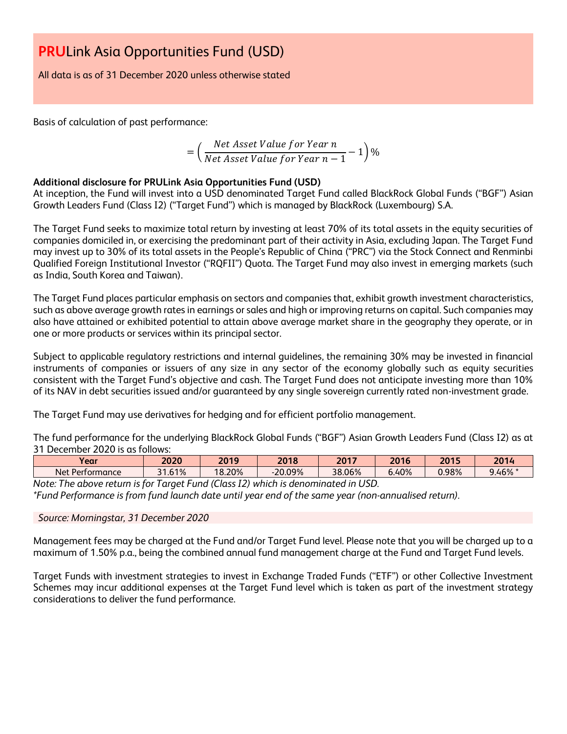# **PRU**Link Asia Opportunities Fund (USD)

All data is as of 31 December 2020 unless otherwise stated

Basis of calculation of past performance:

$$= \left( \frac{Net\ Asset\ Value\ for\ Year\ n}{Net\ Asset\ Value\ for\ Year\ n-1} - 1 \right) \%$$

**Additional disclosure for PRULink Asia Opportunities Fund (USD)**

At inception, the Fund will invest into a USD denominated Target Fund called BlackRock Global Funds ("BGF") Asian Growth Leaders Fund (Class I2) ("Target Fund") which is managed by BlackRock (Luxembourg) S.A.

The Target Fund seeks to maximize total return by investing at least 70% of its total assets in the equity securities of companies domiciled in, or exercising the predominant part of their activity in Asia, excluding Japan. The Target Fund may invest up to 30% of its total assets in the People's Republic of China ("PRC") via the Stock Connect and Renminbi Qualified Foreign Institutional Investor ("RQFII") Quota. The Target Fund may also invest in emerging markets (such as India, South Korea and Taiwan).

The Target Fund places particular emphasis on sectors and companies that, exhibit growth investment characteristics, such as above average growth rates in earnings or sales and high or improving returns on capital. Such companies may also have attained or exhibited potential to attain above average market share in the geography they operate, or in one or more products or services within its principal sector.

Subject to applicable regulatory restrictions and internal guidelines, the remaining 30% may be invested in financial instruments of companies or issuers of any size in any sector of the economy globally such as equity securities consistent with the Target Fund's objective and cash. The Target Fund does not anticipate investing more than 10% of its NAV in debt securities issued and/or guaranteed by any single sovereign currently rated non-investment grade.

The Target Fund may use derivatives for hedging and for efficient portfolio management.

The fund performance for the underlying BlackRock Global Funds ("BGF") Asian Growth Leaders Fund (Class I2) as at 31 December 2020 is as follows:

| Year | 2020 | 2019 | 2018 | 2017 | 2016 | 2015 | 2014 |
|---|---|---|---|---|---|---|---|
| Net Performance | 31.61% | 18.20% | -20.09% | 38.06% | 6.40% | 0.98% | 9.46% * |

*Note: The above return is for Target Fund (Class I2) which is denominated in USD.*
*\*Fund Performance is from fund launch date until year end of the same year (non-annualised return).*

*Source: Morningstar, 31 December 2020*

Management fees may be charged at the Fund and/or Target Fund level. Please note that you will be charged up to a maximum of 1.50% p.a., being the combined annual fund management charge at the Fund and Target Fund levels.

Target Funds with investment strategies to invest in Exchange Traded Funds ("ETF") or other Collective Investment Schemes may incur additional expenses at the Target Fund level which is taken as part of the investment strategy considerations to deliver the fund performance.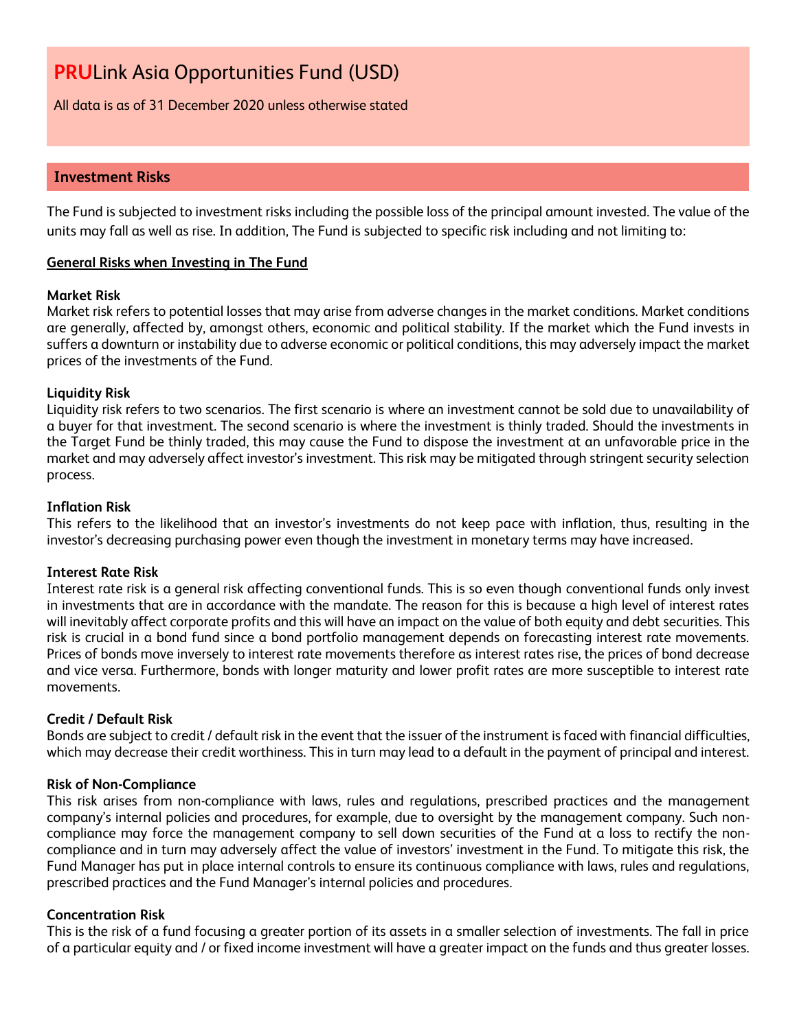# **PRU**Link Asia Opportunities Fund (USD)

All data is as of 31 December 2020 unless otherwise stated

## Investment Risks

The Fund is subjected to investment risks including the possible loss of the principal amount invested. The value of the units may fall as well as rise. In addition, The Fund is subjected to specific risk including and not limiting to:

**General Risks when Investing in The Fund**

**Market Risk**
Market risk refers to potential losses that may arise from adverse changes in the market conditions. Market conditions are generally, affected by, amongst others, economic and political stability. If the market which the Fund invests in suffers a downturn or instability due to adverse economic or political conditions, this may adversely impact the market prices of the investments of the Fund.

**Liquidity Risk**
Liquidity risk refers to two scenarios. The first scenario is where an investment cannot be sold due to unavailability of a buyer for that investment. The second scenario is where the investment is thinly traded. Should the investments in the Target Fund be thinly traded, this may cause the Fund to dispose the investment at an unfavorable price in the market and may adversely affect investor's investment. This risk may be mitigated through stringent security selection process.

**Inflation Risk**
This refers to the likelihood that an investor's investments do not keep pace with inflation, thus, resulting in the investor's decreasing purchasing power even though the investment in monetary terms may have increased.

**Interest Rate Risk**
Interest rate risk is a general risk affecting conventional funds. This is so even though conventional funds only invest in investments that are in accordance with the mandate. The reason for this is because a high level of interest rates will inevitably affect corporate profits and this will have an impact on the value of both equity and debt securities. This risk is crucial in a bond fund since a bond portfolio management depends on forecasting interest rate movements. Prices of bonds move inversely to interest rate movements therefore as interest rates rise, the prices of bond decrease and vice versa. Furthermore, bonds with longer maturity and lower profit rates are more susceptible to interest rate movements.

**Credit / Default Risk**
Bonds are subject to credit / default risk in the event that the issuer of the instrument is faced with financial difficulties, which may decrease their credit worthiness. This in turn may lead to a default in the payment of principal and interest.

**Risk of Non-Compliance**
This risk arises from non-compliance with laws, rules and regulations, prescribed practices and the management company's internal policies and procedures, for example, due to oversight by the management company. Such non-compliance may force the management company to sell down securities of the Fund at a loss to rectify the non-compliance and in turn may adversely affect the value of investors' investment in the Fund. To mitigate this risk, the Fund Manager has put in place internal controls to ensure its continuous compliance with laws, rules and regulations, prescribed practices and the Fund Manager's internal policies and procedures.

**Concentration Risk**
This is the risk of a fund focusing a greater portion of its assets in a smaller selection of investments. The fall in price of a particular equity and / or fixed income investment will have a greater impact on the funds and thus greater losses.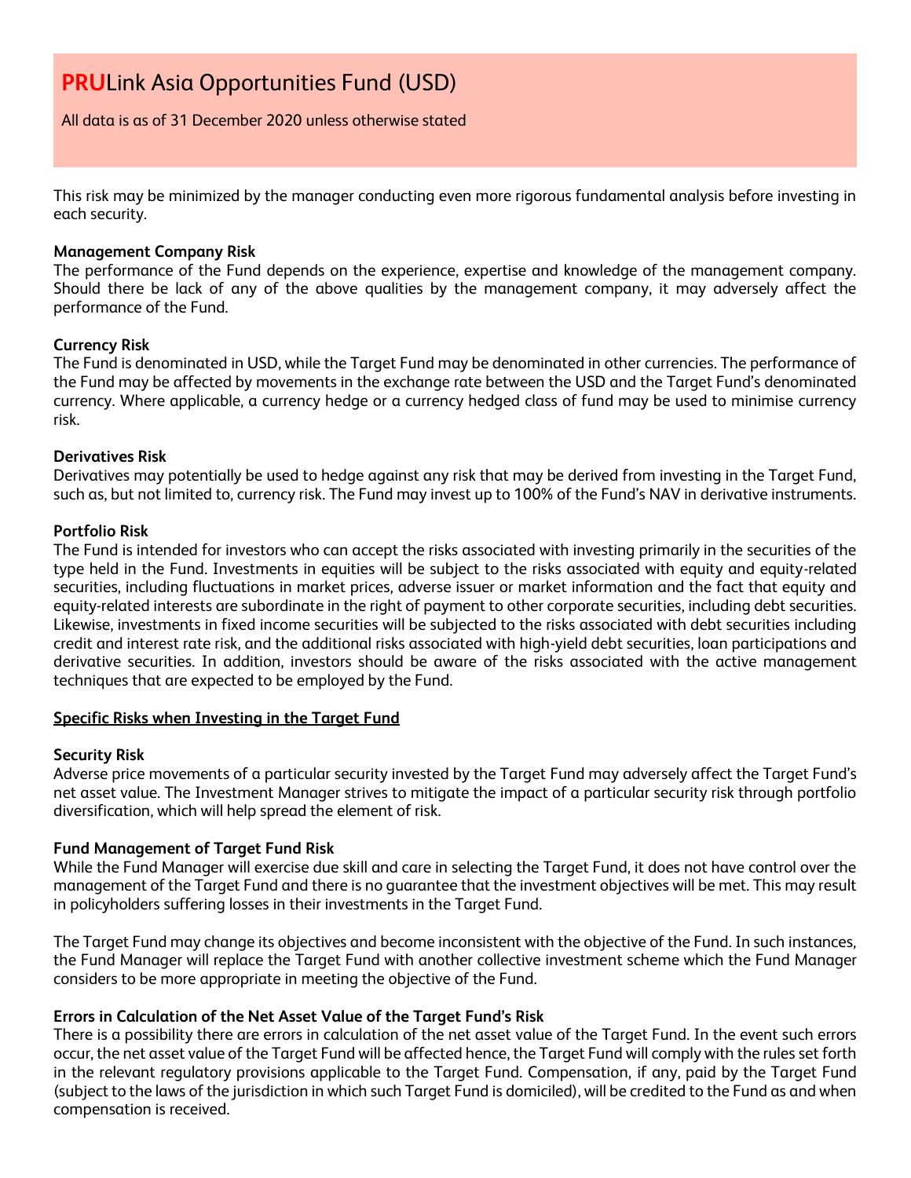This risk may be minimized by the manager conducting even more rigorous fundamental analysis before investing in each security.

**Management Company Risk**
The performance of the Fund depends on the experience, expertise and knowledge of the management company. Should there be lack of any of the above qualities by the management company, it may adversely affect the performance of the Fund.

**Currency Risk**
The Fund is denominated in USD, while the Target Fund may be denominated in other currencies. The performance of the Fund may be affected by movements in the exchange rate between the USD and the Target Fund's denominated currency. Where applicable, a currency hedge or a currency hedged class of fund may be used to minimise currency risk.

**Derivatives Risk**
Derivatives may potentially be used to hedge against any risk that may be derived from investing in the Target Fund, such as, but not limited to, currency risk. The Fund may invest up to 100% of the Fund's NAV in derivative instruments.

**Portfolio Risk**
The Fund is intended for investors who can accept the risks associated with investing primarily in the securities of the type held in the Fund. Investments in equities will be subject to the risks associated with equity and equity-related securities, including fluctuations in market prices, adverse issuer or market information and the fact that equity and equity-related interests are subordinate in the right of payment to other corporate securities, including debt securities. Likewise, investments in fixed income securities will be subjected to the risks associated with debt securities including credit and interest rate risk, and the additional risks associated with high-yield debt securities, loan participations and derivative securities. In addition, investors should be aware of the risks associated with the active management techniques that are expected to be employed by the Fund.

**Specific Risks when Investing in the Target Fund**

**Security Risk**
Adverse price movements of a particular security invested by the Target Fund may adversely affect the Target Fund's net asset value. The Investment Manager strives to mitigate the impact of a particular security risk through portfolio diversification, which will help spread the element of risk.

**Fund Management of Target Fund Risk**
While the Fund Manager will exercise due skill and care in selecting the Target Fund, it does not have control over the management of the Target Fund and there is no guarantee that the investment objectives will be met. This may result in policyholders suffering losses in their investments in the Target Fund.

The Target Fund may change its objectives and become inconsistent with the objective of the Fund. In such instances, the Fund Manager will replace the Target Fund with another collective investment scheme which the Fund Manager considers to be more appropriate in meeting the objective of the Fund.

**Errors in Calculation of the Net Asset Value of the Target Fund's Risk**
There is a possibility there are errors in calculation of the net asset value of the Target Fund. In the event such errors occur, the net asset value of the Target Fund will be affected hence, the Target Fund will comply with the rules set forth in the relevant regulatory provisions applicable to the Target Fund. Compensation, if any, paid by the Target Fund (subject to the laws of the jurisdiction in which such Target Fund is domiciled), will be credited to the Fund as and when compensation is received.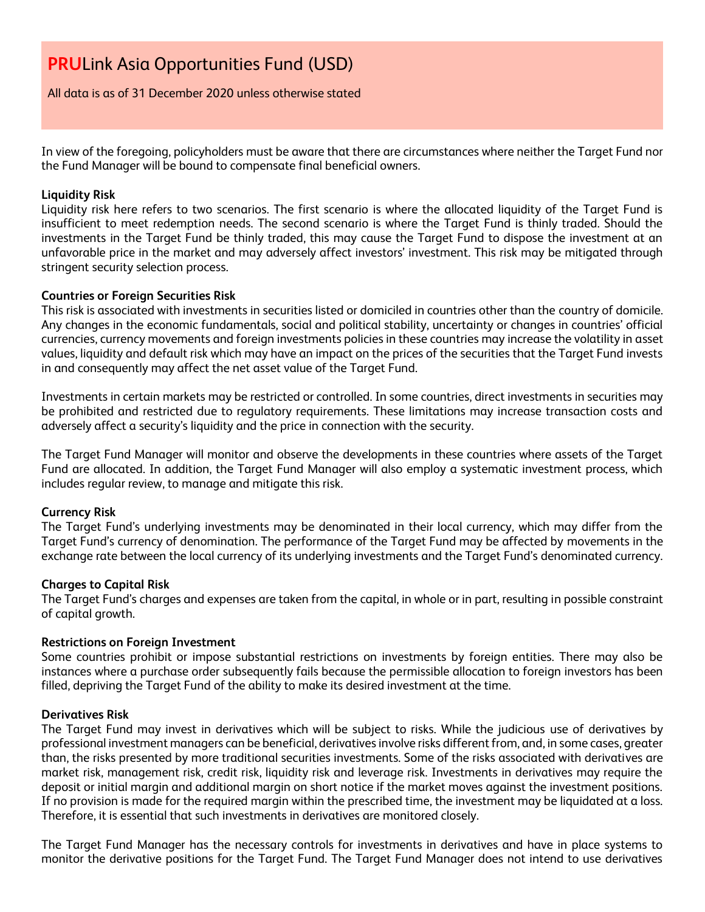# PRULink Asia Opportunities Fund (USD)

All data is as of 31 December 2020 unless otherwise stated

In view of the foregoing, policyholders must be aware that there are circumstances where neither the Target Fund nor the Fund Manager will be bound to compensate final beneficial owners.

**Liquidity Risk**

Liquidity risk here refers to two scenarios. The first scenario is where the allocated liquidity of the Target Fund is insufficient to meet redemption needs. The second scenario is where the Target Fund is thinly traded. Should the investments in the Target Fund be thinly traded, this may cause the Target Fund to dispose the investment at an unfavorable price in the market and may adversely affect investors' investment. This risk may be mitigated through stringent security selection process.

**Countries or Foreign Securities Risk**

This risk is associated with investments in securities listed or domiciled in countries other than the country of domicile. Any changes in the economic fundamentals, social and political stability, uncertainty or changes in countries' official currencies, currency movements and foreign investments policies in these countries may increase the volatility in asset values, liquidity and default risk which may have an impact on the prices of the securities that the Target Fund invests in and consequently may affect the net asset value of the Target Fund.

Investments in certain markets may be restricted or controlled. In some countries, direct investments in securities may be prohibited and restricted due to regulatory requirements. These limitations may increase transaction costs and adversely affect a security's liquidity and the price in connection with the security.

The Target Fund Manager will monitor and observe the developments in these countries where assets of the Target Fund are allocated. In addition, the Target Fund Manager will also employ a systematic investment process, which includes regular review, to manage and mitigate this risk.

**Currency Risk**

The Target Fund's underlying investments may be denominated in their local currency, which may differ from the Target Fund's currency of denomination. The performance of the Target Fund may be affected by movements in the exchange rate between the local currency of its underlying investments and the Target Fund's denominated currency.

**Charges to Capital Risk**

The Target Fund's charges and expenses are taken from the capital, in whole or in part, resulting in possible constraint of capital growth.

**Restrictions on Foreign Investment**

Some countries prohibit or impose substantial restrictions on investments by foreign entities. There may also be instances where a purchase order subsequently fails because the permissible allocation to foreign investors has been filled, depriving the Target Fund of the ability to make its desired investment at the time.

**Derivatives Risk**

The Target Fund may invest in derivatives which will be subject to risks. While the judicious use of derivatives by professional investment managers can be beneficial, derivatives involve risks different from, and, in some cases, greater than, the risks presented by more traditional securities investments. Some of the risks associated with derivatives are market risk, management risk, credit risk, liquidity risk and leverage risk. Investments in derivatives may require the deposit or initial margin and additional margin on short notice if the market moves against the investment positions. If no provision is made for the required margin within the prescribed time, the investment may be liquidated at a loss. Therefore, it is essential that such investments in derivatives are monitored closely.

The Target Fund Manager has the necessary controls for investments in derivatives and have in place systems to monitor the derivative positions for the Target Fund. The Target Fund Manager does not intend to use derivatives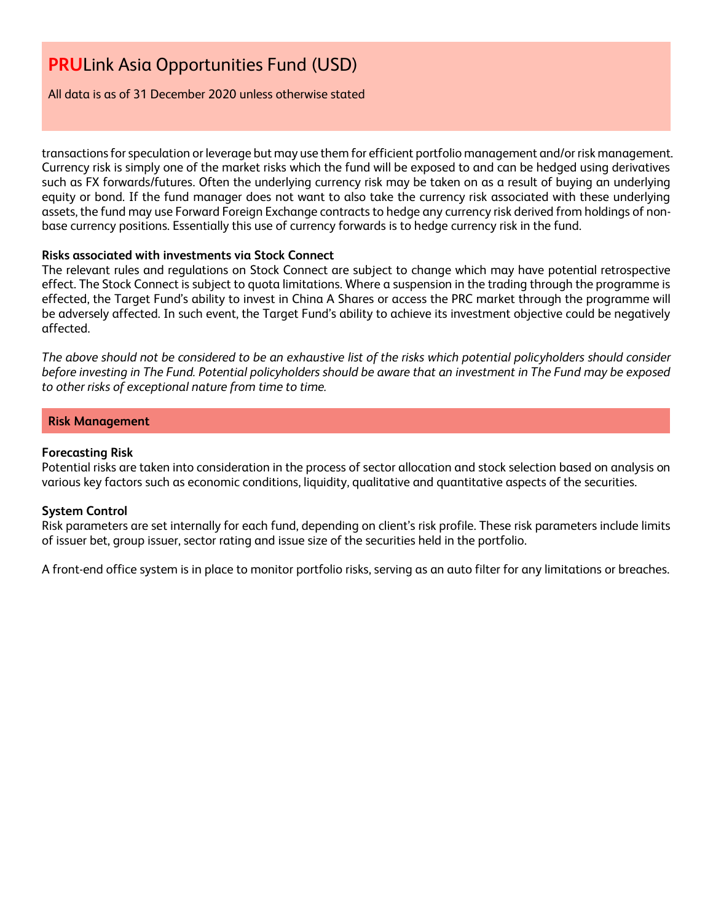transactions for speculation or leverage but may use them for efficient portfolio management and/or risk management. Currency risk is simply one of the market risks which the fund will be exposed to and can be hedged using derivatives such as FX forwards/futures. Often the underlying currency risk may be taken on as a result of buying an underlying equity or bond. If the fund manager does not want to also take the currency risk associated with these underlying assets, the fund may use Forward Foreign Exchange contracts to hedge any currency risk derived from holdings of non-base currency positions. Essentially this use of currency forwards is to hedge currency risk in the fund.

**Risks associated with investments via Stock Connect**
The relevant rules and regulations on Stock Connect are subject to change which may have potential retrospective effect. The Stock Connect is subject to quota limitations. Where a suspension in the trading through the programme is effected, the Target Fund's ability to invest in China A Shares or access the PRC market through the programme will be adversely affected. In such event, the Target Fund's ability to achieve its investment objective could be negatively affected.

*The above should not be considered to be an exhaustive list of the risks which potential policyholders should consider before investing in The Fund. Potential policyholders should be aware that an investment in The Fund may be exposed to other risks of exceptional nature from time to time.*

## Risk Management

**Forecasting Risk**
Potential risks are taken into consideration in the process of sector allocation and stock selection based on analysis on various key factors such as economic conditions, liquidity, qualitative and quantitative aspects of the securities.

**System Control**
Risk parameters are set internally for each fund, depending on client's risk profile. These risk parameters include limits of issuer bet, group issuer, sector rating and issue size of the securities held in the portfolio.

A front-end office system is in place to monitor portfolio risks, serving as an auto filter for any limitations or breaches.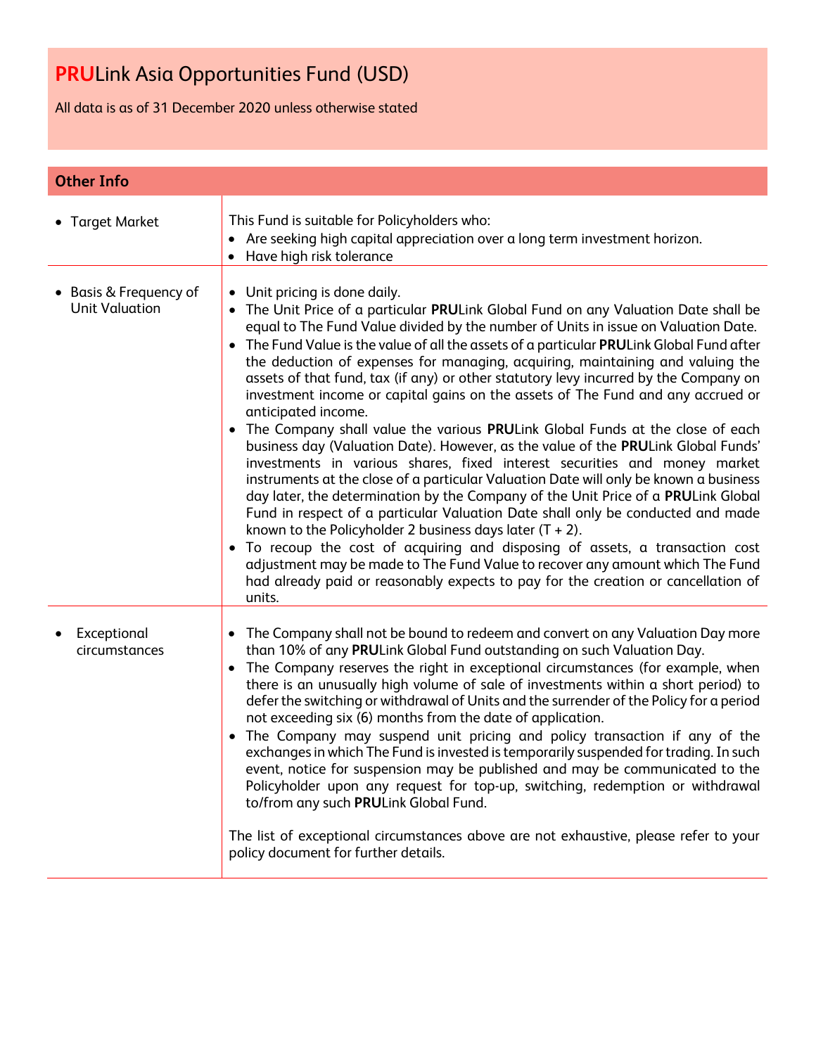# **PRU**Link Asia Opportunities Fund (USD)

All data is as of 31 December 2020 unless otherwise stated

## Other Info

| | |
|---|---|
| • Target Market | This Fund is suitable for Policyholders who:<br>• Are seeking high capital appreciation over a long term investment horizon.<br>• Have high risk tolerance |
| • Basis & Frequency of Unit Valuation | • Unit pricing is done daily.<br>• The Unit Price of a particular **PRU**Link Global Fund on any Valuation Date shall be equal to The Fund Value divided by the number of Units in issue on Valuation Date.<br>• The Fund Value is the value of all the assets of a particular **PRU**Link Global Fund after the deduction of expenses for managing, acquiring, maintaining and valuing the assets of that fund, tax (if any) or other statutory levy incurred by the Company on investment income or capital gains on the assets of The Fund and any accrued or anticipated income.<br>• The Company shall value the various **PRU**Link Global Funds at the close of each business day (Valuation Date). However, as the value of the **PRU**Link Global Funds' investments in various shares, fixed interest securities and money market instruments at the close of a particular Valuation Date will only be known a business day later, the determination by the Company of the Unit Price of a **PRU**Link Global Fund in respect of a particular Valuation Date shall only be conducted and made known to the Policyholder 2 business days later (T + 2).<br>• To recoup the cost of acquiring and disposing of assets, a transaction cost adjustment may be made to The Fund Value to recover any amount which The Fund had already paid or reasonably expects to pay for the creation or cancellation of units. |
| • Exceptional circumstances | • The Company shall not be bound to redeem and convert on any Valuation Day more than 10% of any **PRU**Link Global Fund outstanding on such Valuation Day.<br>• The Company reserves the right in exceptional circumstances (for example, when there is an unusually high volume of sale of investments within a short period) to defer the switching or withdrawal of Units and the surrender of the Policy for a period not exceeding six (6) months from the date of application.<br>• The Company may suspend unit pricing and policy transaction if any of the exchanges in which The Fund is invested is temporarily suspended for trading. In such event, notice for suspension may be published and may be communicated to the Policyholder upon any request for top-up, switching, redemption or withdrawal to/from any such **PRU**Link Global Fund.<br><br>The list of exceptional circumstances above are not exhaustive, please refer to your policy document for further details. |